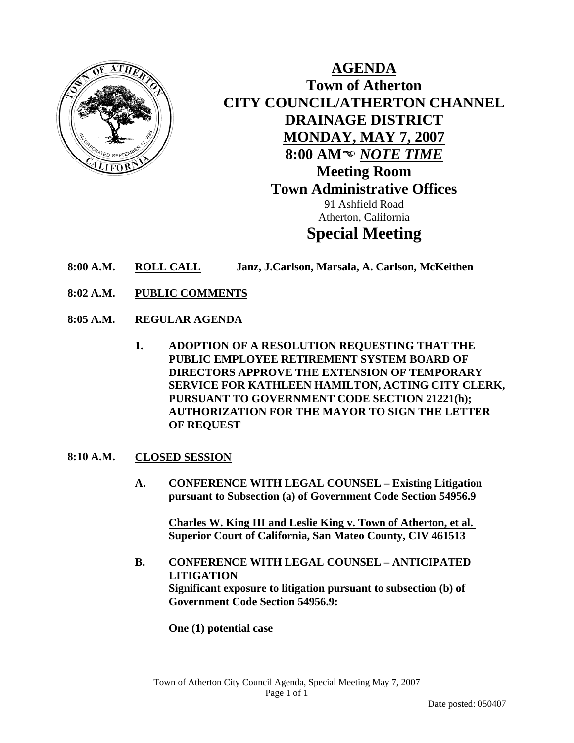# AGENDA

## Town of Atherton
## CITY COUNCIL/ATHERTON CHANNEL DRAINAGE DISTRICT
## MONDAY, MAY 7, 2007
## 8:00 AM☜ *NOTE TIME*
## Meeting Room
## Town Administrative Offices

91 Ashfield Road
Atherton, California

# Special Meeting

**8:00 A.M.** **ROLL CALL** **Janz, J.Carlson, Marsala, A. Carlson, McKeithen**

**8:02 A.M.** **PUBLIC COMMENTS**

**8:05 A.M.** **REGULAR AGENDA**

1. **ADOPTION OF A RESOLUTION REQUESTING THAT THE PUBLIC EMPLOYEE RETIREMENT SYSTEM BOARD OF DIRECTORS APPROVE THE EXTENSION OF TEMPORARY SERVICE FOR KATHLEEN HAMILTON, ACTING CITY CLERK, PURSUANT TO GOVERNMENT CODE SECTION 21221(h); AUTHORIZATION FOR THE MAYOR TO SIGN THE LETTER OF REQUEST**

**8:10 A.M.** **CLOSED SESSION**

**A. CONFERENCE WITH LEGAL COUNSEL – Existing Litigation pursuant to Subsection (a) of Government Code Section 54956.9**

**Charles W. King III and Leslie King v. Town of Atherton, et al. Superior Court of California, San Mateo County, CIV 461513**

**B. CONFERENCE WITH LEGAL COUNSEL – ANTICIPATED LITIGATION**
**Significant exposure to litigation pursuant to subsection (b) of Government Code Section 54956.9:**

**One (1) potential case**

Date posted: 050407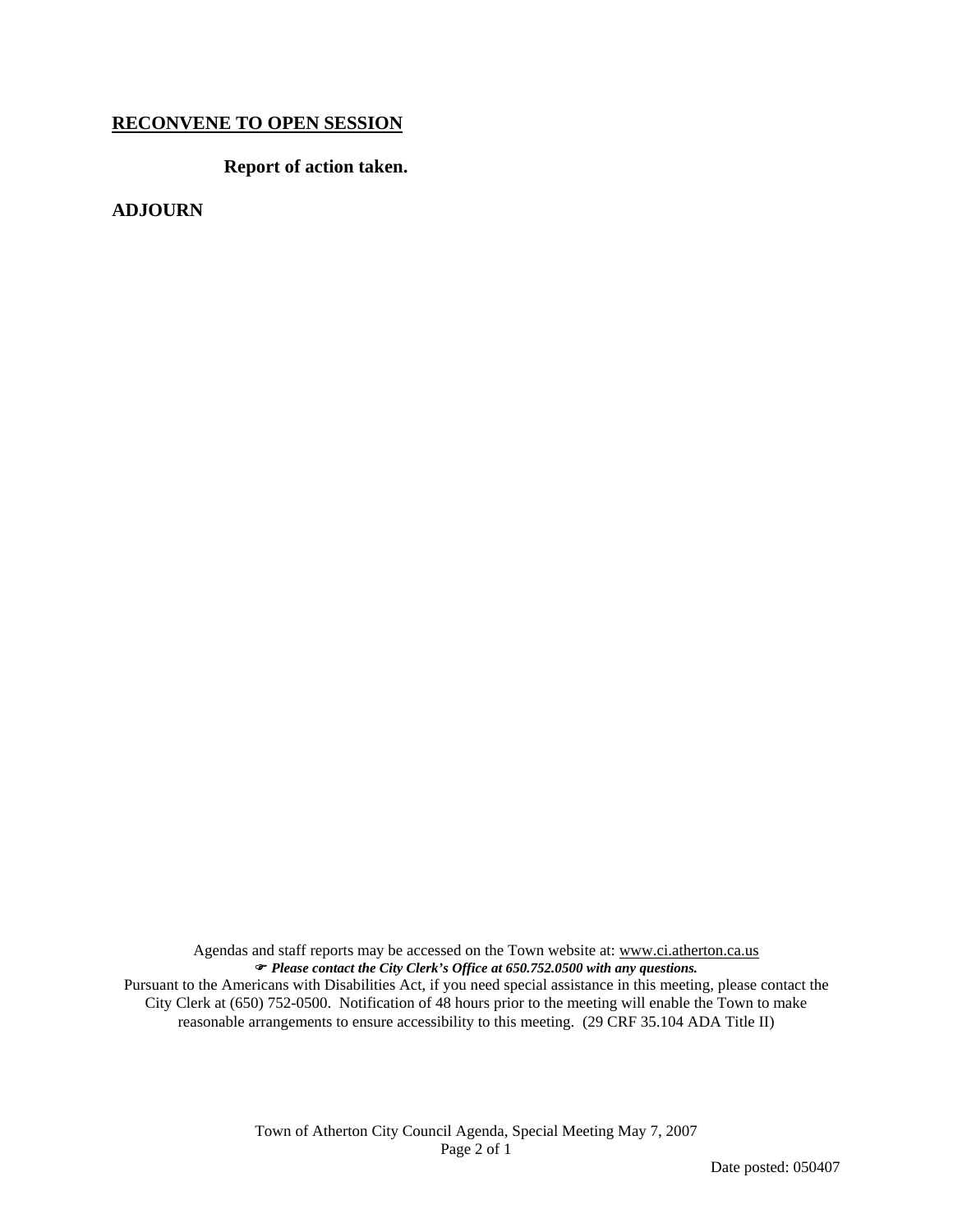## RECONVENE TO OPEN SESSION

**Report of action taken.**

## ADJOURN

Agendas and staff reports may be accessed on the Town website at: www.ci.atherton.ca.us

☞ ***Please contact the City Clerk's Office at 650.752.0500 with any questions.***

Pursuant to the Americans with Disabilities Act, if you need special assistance in this meeting, please contact the City Clerk at (650) 752-0500. Notification of 48 hours prior to the meeting will enable the Town to make reasonable arrangements to ensure accessibility to this meeting. (29 CRF 35.104 ADA Title II)

Date posted: 050407